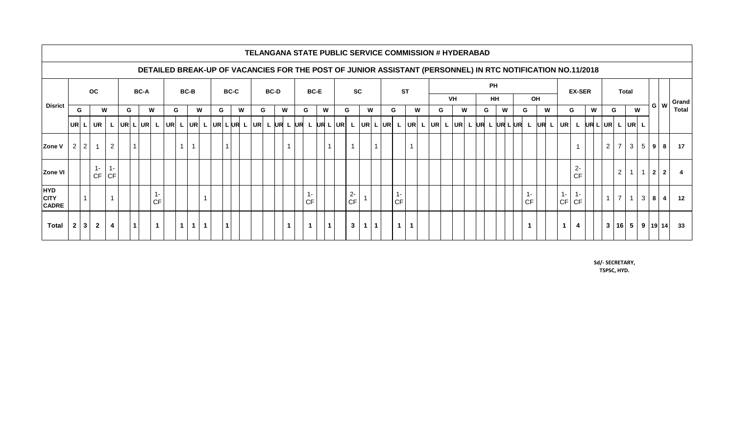# TELANGANA STATE PUBLIC SERVICE COMMISSION # HYDERABAD

## DETAILED BREAK-UP OF VACANCIES FOR THE POST OF JUNIOR ASSISTANT (PERSONNEL) IN RTC NOTIFICATION NO.11/2018

| Disrict | OC | | | | BC-A | | | | BC-B | | | | BC-C | | | | BC-D | | | | BC-E | | | | SC | | | | ST | | | | PH | | | | | | | | | | | | EX-SER | | | | Total | | | | G | W | Grand Total |
|---|---|---|---|---|---|---|---|---|---|---|---|---|---|---|---|---|---|---|---|---|---|---|---|---|---|---|---|---|---|---|---|---|---|---|---|---|---|---|---|---|---|---|---|---|---|---|---|---|---|---|---|---|---|---|---|
| | | | | | | | | | | | | | | | | | | | | | | | | | | | | | | | | | VH | | | | HH | | | | OH | | | | | | | | | | | | | | |
| | G | | W | | G | | W | | G | | W | | G | | W | | G | | W | | G | | W | | G | | W | | G | | W | | G | | W | | G | | W | | G | | W | | G | | W | | G | | W | | | | |
| | UR | L | UR | L | UR | L | UR | L | UR | L | UR | L | UR | L | UR | L | UR | L | UR | L | UR | L | UR | L | UR | L | UR | L | UR | L | UR | L | UR | L | UR | L | UR | L | UR | L | UR | L | UR | L | UR | L | UR | L | UR | L | UR | L | | | |
| Zone V | 2 | 2 | 1 | 2 | | 1 | | | | 1 | 1 | | | 1 | | | | | | 1 | | | | 1 | | 1 | | 1 | | | 1 | | | | | | | | | | | | | | | 1 | | | 2 | 7 | 3 | 5 | 9 | 8 | 17 |
| Zone VI | | | 1-CF | 1-CF | | | | | | | | | | | | | | | | | | | | | | | | | | | | | | | | | | | | | | | | | | 2-CF | | | | 2 | 1 | 1 | 2 | 2 | 4 |
| HYD CITY CADRE | | 1 | | 1 | | | | 1-CF | | | | 1 | | | | | | | | | | 1-CF | | | | 2-CF | 1 | | | 1-CF | | | | | | | | | | | | 1-CF | | | 1-CF | 1-CF | | | 1 | 7 | 1 | 3 | 8 | 4 | 12 |
| **Total** | **2** | **3** | **2** | **4** | | **1** | | **1** | | **1** | **1** | **1** | | **1** | | | | | | **1** | | **1** | | **1** | | **3** | **1** | **1** | | **1** | **1** | | | | | | | | | | | **1** | | | **1** | **4** | | | **3** | **16** | **5** | **9** | **19** | **14** | **33** |

Sd/- SECRETARY,
TSPSC, HYD.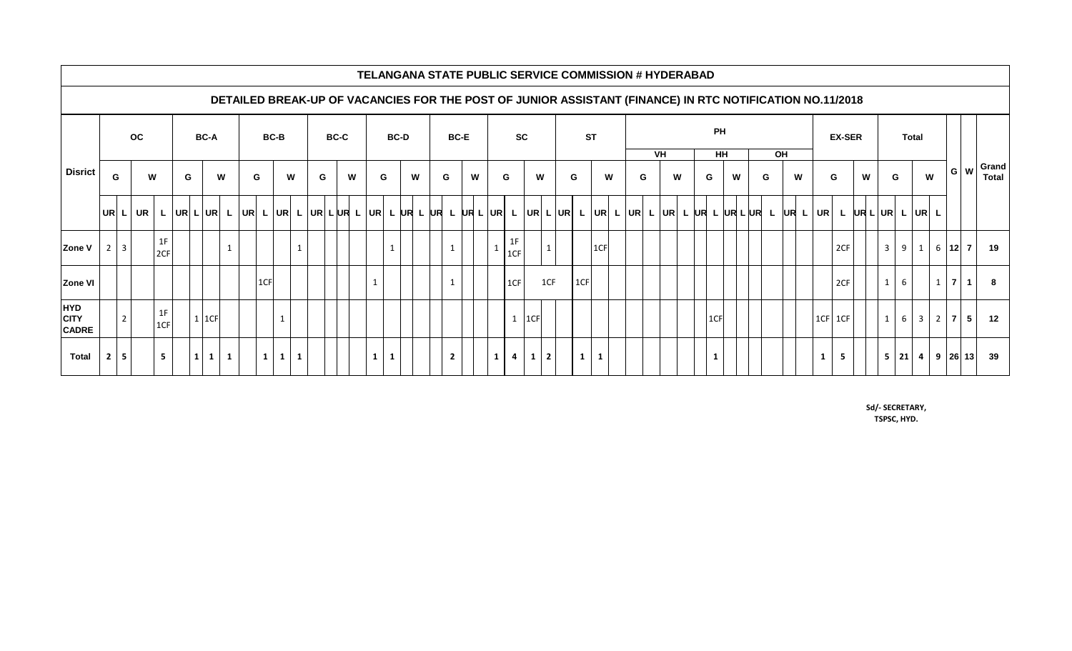# TELANGANA STATE PUBLIC SERVICE COMMISSION # HYDERABAD

## DETAILED BREAK-UP OF VACANCIES FOR THE POST OF JUNIOR ASSISTANT (FINANCE) IN RTC NOTIFICATION NO.11/2018

| Disrict | OC | | | | BC-A | | | | BC-B | | | | BC-C | | | | BC-D | | | | BC-E | | | | SC | | | | ST | | | | PH | | | | | | | | | | | | EX-SER | | | | Total | | | | G | W | Grand Total |
|---|---|---|---|---|---|---|---|---|---|---|---|---|---|---|---|---|---|---|---|---|---|---|---|---|---|---|---|---|---|---|---|---|---|---|---|---|---|---|---|---|---|---|---|---|---|---|---|---|---|---|---|---|---|---|---|
| | | | | | | | | | | | | | | | | | | | | | | | | | | | | | | | | | VH | | | | HH | | | | OH | | | | | | | | | | | | | | |
| | G | | W | | G | | W | | G | | W | | G | | W | | G | | W | | G | | W | | G | | W | | G | | W | | G | | W | | G | | W | | G | | W | | G | | W | | G | | W | | | | |
| | UR | L | UR | L | UR | L | UR | L | UR | L | UR | L | UR | L | UR | L | UR | L | UR | L | UR | L | UR | L | UR | L | UR | L | UR | L | UR | L | UR | L | UR | L | UR | L | UR | L | UR | L | UR | L | UR | L | UR | L | UR | L | UR | L | | | |
| Zone V | 2 | 3 | | 1F 2CF | | | | 1 | | | | 1 | | | | | | 1 | | | | 1 | | | 1 | 1F 1CF | | 1 | | | 1CF | | | | | | | | | | | | | | | 2CF | | | 3 | 9 | 1 | 6 | 12 | 7 | 19 |
| Zone VI | | | | | | | | | | 1CF | | | | | | | 1 | | | | | 1 | | | | 1CF | | 1CF | | 1CF | | | | | | | | | | | | | | | | 2CF | | | 1 | 6 | | 1 | 7 | 1 | 8 |
| HYD CITY CADRE | | 2 | | 1F 1CF | | 1 | 1CF | | | | 1 | | | | | | | | | | | | | | | 1 | 1CF | | | | | | | | | | | 1CF | | | | | | | 1CF | 1CF | | | 1 | 6 | 3 | 2 | 7 | 5 | 12 |
| **Total** | **2** | **5** | | **5** | | **1** | **1** | **1** | | **1** | **1** | **1** | | | | | **1** | **1** | | | | **2** | | | **1** | **4** | **1** | **2** | | **1** | **1** | | | | | | | **1** | | | | | | | **1** | **5** | | | **5** | **21** | **4** | **9** | **26** | **13** | **39** |

Sd/- SECRETARY,
TSPSC, HYD.